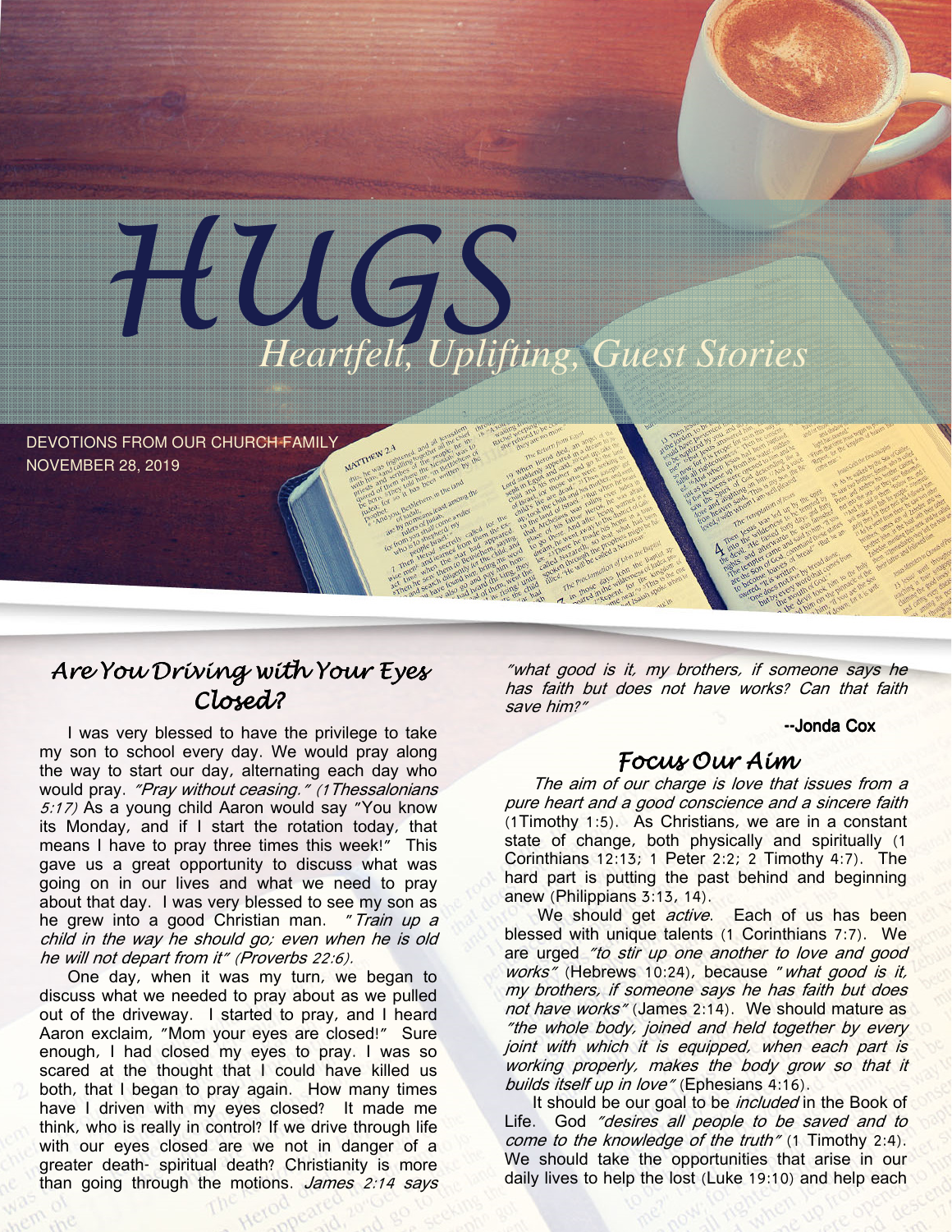# HUGS

## Heartfelt, Uplifting, Guest Stories

DEVOTIONS FROM OUR CHURCH FAMILY
NOVEMBER 28, 2019

### *Are You Driving with Your Eyes Closed?*

I was very blessed to have the privilege to take my son to school every day. We would pray along the way to start our day, alternating each day who would pray. *"Pray without ceasing." (1Thessalonians 5:17)* As a young child Aaron would say "You know its Monday, and if I start the rotation today, that means I have to pray three times this week!" This gave us a great opportunity to discuss what was going on in our lives and what we need to pray about that day. I was very blessed to see my son as he grew into a good Christian man. *"Train up a child in the way he should go; even when he is old he will not depart from it" (Proverbs 22:6).*

One day, when it was my turn, we began to discuss what we needed to pray about as we pulled out of the driveway. I started to pray, and I heard Aaron exclaim, "Mom your eyes are closed!" Sure enough, I had closed my eyes to pray. I was so scared at the thought that I could have killed us both, that I began to pray again. How many times have I driven with my eyes closed? It made me think, who is really in control? If we drive through life with our eyes closed are we not in danger of a greater death- spiritual death? Christianity is more than going through the motions. *James 2:14 says "what good is it, my brothers, if someone says he has faith but does not have works? Can that faith save him?"*

**--Jonda Cox**

### *Focus Our Aim*

*The aim of our charge is love that issues from a pure heart and a good conscience and a sincere faith* (1Timothy 1:5). As Christians, we are in a constant state of change, both physically and spiritually (1 Corinthians 12:13; 1 Peter 2:2; 2 Timothy 4:7). The hard part is putting the past behind and beginning anew (Philippians 3:13, 14).

We should get *active*. Each of us has been blessed with unique talents (1 Corinthians 7:7). We are urged *"to stir up one another to love and good works"* (Hebrews 10:24), because *"what good is it, my brothers, if someone says he has faith but does not have works"* (James 2:14). We should mature as *"the whole body, joined and held together by every joint with which it is equipped, when each part is working properly, makes the body grow so that it builds itself up in love"* (Ephesians 4:16).

It should be our goal to be *included* in the Book of Life. God *"desires all people to be saved and to come to the knowledge of the truth"* (1 Timothy 2:4). We should take the opportunities that arise in our daily lives to help the lost (Luke 19:10) and help each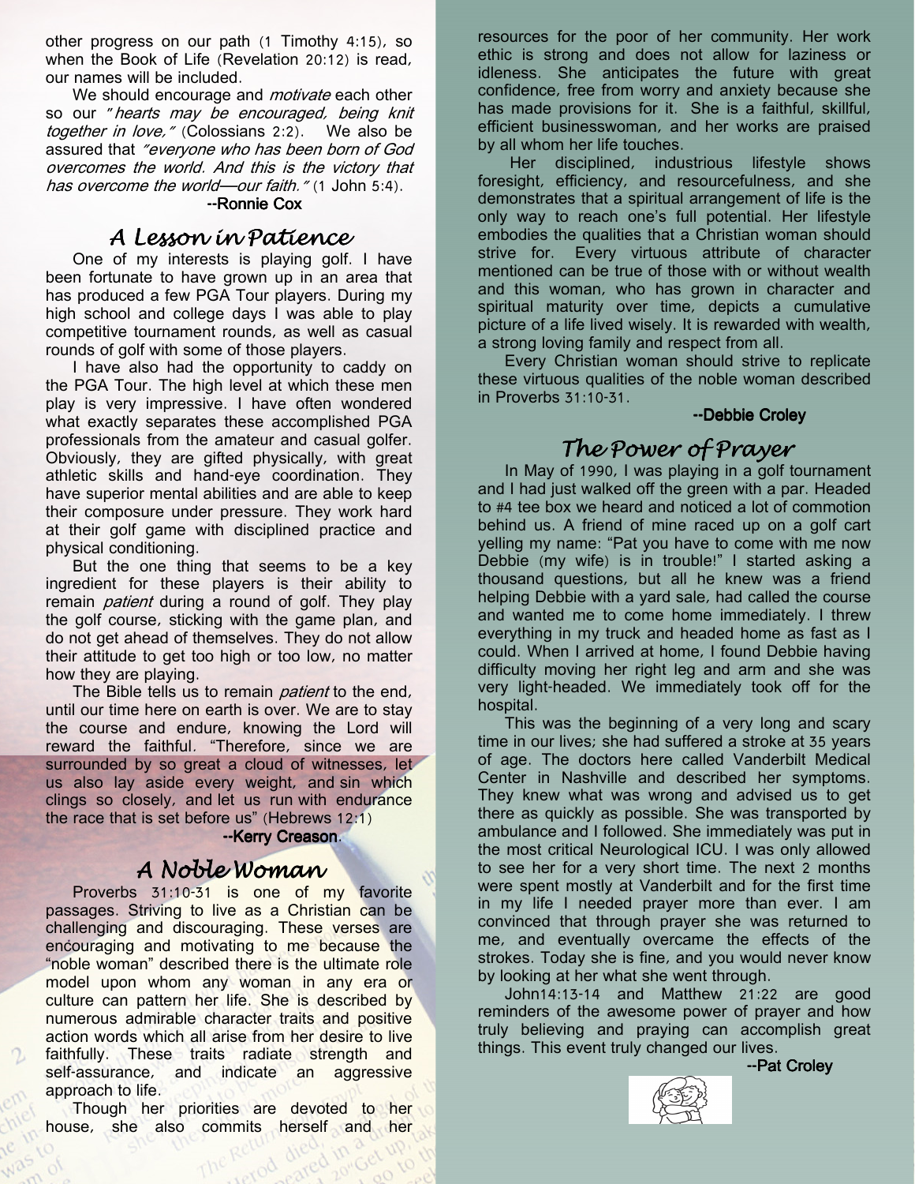other progress on our path (1 Timothy 4:15), so when the Book of Life (Revelation 20:12) is read, our names will be included.

We should encourage and *motivate* each other so our *"hearts may be encouraged, being knit together in love,"* (Colossians 2:2). We also be assured that *"everyone who has been born of God overcomes the world. And this is the victory that has overcome the world—our faith."* (1 John 5:4).

**--Ronnie Cox**

## *A Lesson in Patience*

One of my interests is playing golf. I have been fortunate to have grown up in an area that has produced a few PGA Tour players. During my high school and college days I was able to play competitive tournament rounds, as well as casual rounds of golf with some of those players.

I have also had the opportunity to caddy on the PGA Tour. The high level at which these men play is very impressive. I have often wondered what exactly separates these accomplished PGA professionals from the amateur and casual golfer. Obviously, they are gifted physically, with great athletic skills and hand-eye coordination. They have superior mental abilities and are able to keep their composure under pressure. They work hard at their golf game with disciplined practice and physical conditioning.

But the one thing that seems to be a key ingredient for these players is their ability to remain *patient* during a round of golf. They play the golf course, sticking with the game plan, and do not get ahead of themselves. They do not allow their attitude to get too high or too low, no matter how they are playing.

The Bible tells us to remain *patient* to the end, until our time here on earth is over. We are to stay the course and endure, knowing the Lord will reward the faithful. "Therefore, since we are surrounded by so great a cloud of witnesses, let us also lay aside every weight, and sin which clings so closely, and let us run with endurance the race that is set before us" (Hebrews 12:1)

**--Kerry Creason.**

## *A Noble Woman*

Proverbs 31:10-31 is one of my favorite passages. Striving to live as a Christian can be challenging and discouraging. These verses are encouraging and motivating to me because the "noble woman" described there is the ultimate role model upon whom any woman in any era or culture can pattern her life. She is described by numerous admirable character traits and positive action words which all arise from her desire to live faithfully. These traits radiate strength and self-assurance, and indicate an aggressive approach to life.

Though her priorities are devoted to her house, she also commits herself and her resources for the poor of her community. Her work ethic is strong and does not allow for laziness or idleness. She anticipates the future with great confidence, free from worry and anxiety because she has made provisions for it. She is a faithful, skillful, efficient businesswoman, and her works are praised by all whom her life touches.

Her disciplined, industrious lifestyle shows foresight, efficiency, and resourcefulness, and she demonstrates that a spiritual arrangement of life is the only way to reach one's full potential. Her lifestyle embodies the qualities that a Christian woman should strive for. Every virtuous attribute of character mentioned can be true of those with or without wealth and this woman, who has grown in character and spiritual maturity over time, depicts a cumulative picture of a life lived wisely. It is rewarded with wealth, a strong loving family and respect from all.

Every Christian woman should strive to replicate these virtuous qualities of the noble woman described in Proverbs 31:10-31.

**--Debbie Croley**

## *The Power of Prayer*

In May of 1990, I was playing in a golf tournament and I had just walked off the green with a par. Headed to #4 tee box we heard and noticed a lot of commotion behind us. A friend of mine raced up on a golf cart yelling my name: "Pat you have to come with me now Debbie (my wife) is in trouble!" I started asking a thousand questions, but all he knew was a friend helping Debbie with a yard sale, had called the course and wanted me to come home immediately. I threw everything in my truck and headed home as fast as I could. When I arrived at home, I found Debbie having difficulty moving her right leg and arm and she was very light-headed. We immediately took off for the hospital.

This was the beginning of a very long and scary time in our lives; she had suffered a stroke at 35 years of age. The doctors here called Vanderbilt Medical Center in Nashville and described her symptoms. They knew what was wrong and advised us to get there as quickly as possible. She was transported by ambulance and I followed. She immediately was put in the most critical Neurological ICU. I was only allowed to see her for a very short time. The next 2 months were spent mostly at Vanderbilt and for the first time in my life I needed prayer more than ever. I am convinced that through prayer she was returned to me, and eventually overcame the effects of the strokes. Today she is fine, and you would never know by looking at her what she went through.

John14:13-14 and Matthew 21:22 are good reminders of the awesome power of prayer and how truly believing and praying can accomplish great things. This event truly changed our lives.

**--Pat Croley**